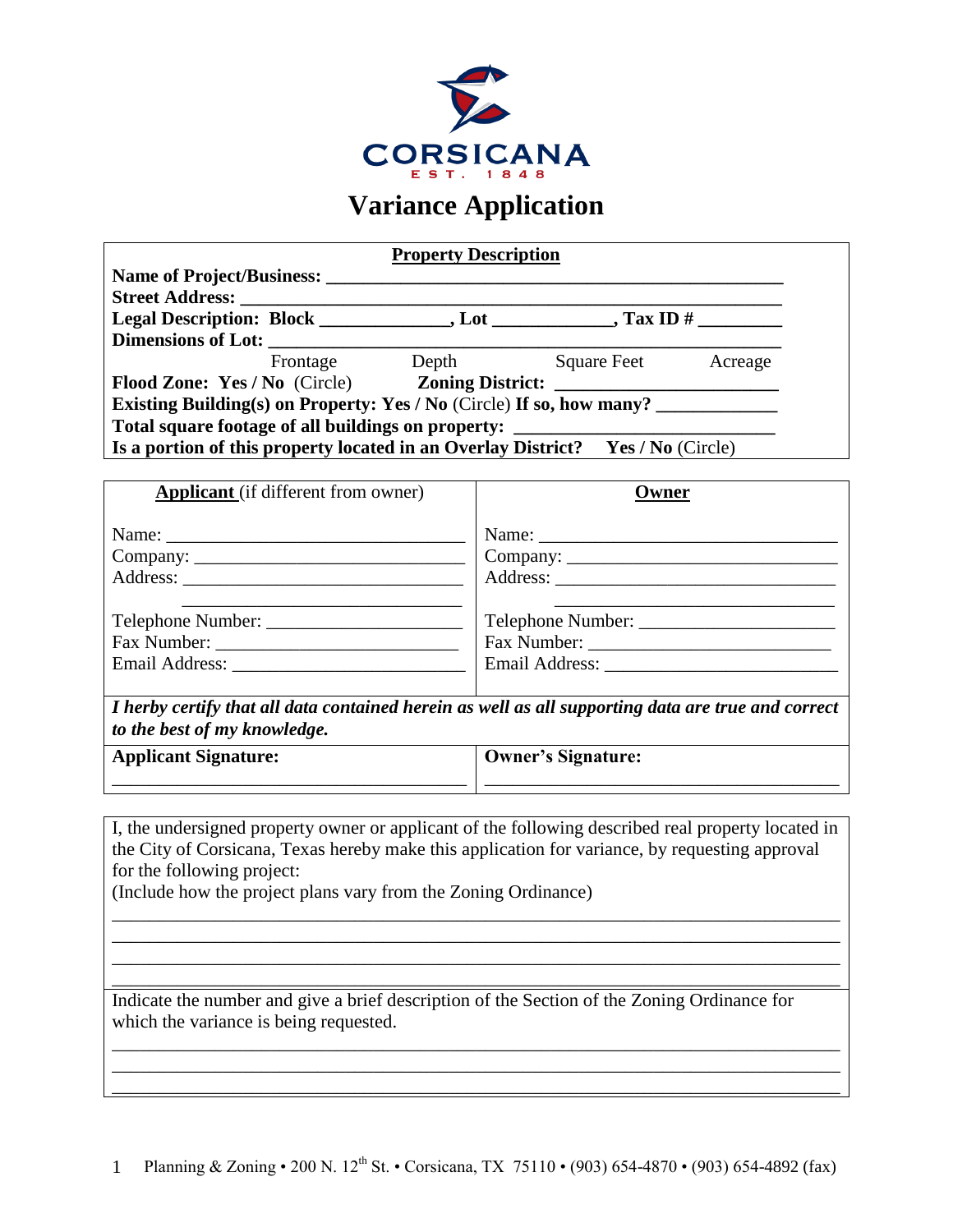CORSICANA

EST. 1848

# Variance Application

## Property Description

**Name of Project/Business:** ______________________________________________

**Street Address:** ______________________________________________

**Legal Description: Block** _____________, **Lot** ____________, **Tax ID #** _________

**Dimensions of Lot:** ______________________________________________

Frontage    Depth    Square Feet    Acreage

**Flood Zone: Yes / No** (Circle)    **Zoning District:** ______________________

**Existing Building(s) on Property: Yes / No** (Circle) **If so, how many?** ____________

**Total square footage of all buildings on property:** ________________________

**Is a portion of this property located in an Overlay District?    Yes / No** (Circle)

| **Applicant** (if different from owner) | **Owner** |
|---|---|
| Name: ______________________________ | Name: ______________________________ |
| Company: ___________________________ | Company: ___________________________ |
| Address: ____________________________ | Address: ____________________________ |
| ____________________________ | ____________________________ |
| Telephone Number: ____________________ | Telephone Number: ____________________ |
| Fax Number: _________________________ | Fax Number: _________________________ |
| Email Address: _______________________ | Email Address: _______________________ |

***I herby certify that all data contained herein as well as all supporting data are true and correct to the best of my knowledge.***

| **Applicant Signature:** | **Owner's Signature:** |
|---|---|
| ______________________________ | ______________________________ |

I, the undersigned property owner or applicant of the following described real property located in the City of Corsicana, Texas hereby make this application for variance, by requesting approval for the following project:
(Include how the project plans vary from the Zoning Ordinance)

_____________________________________________________________________________

_____________________________________________________________________________

_____________________________________________________________________________

_____________________________________________________________________________

Indicate the number and give a brief description of the Section of the Zoning Ordinance for which the variance is being requested.

_____________________________________________________________________________

_____________________________________________________________________________

_____________________________________________________________________________

Planning & Zoning • 200 N. 12th St. • Corsicana, TX 75110 • (903) 654-4870 • (903) 654-4892 (fax)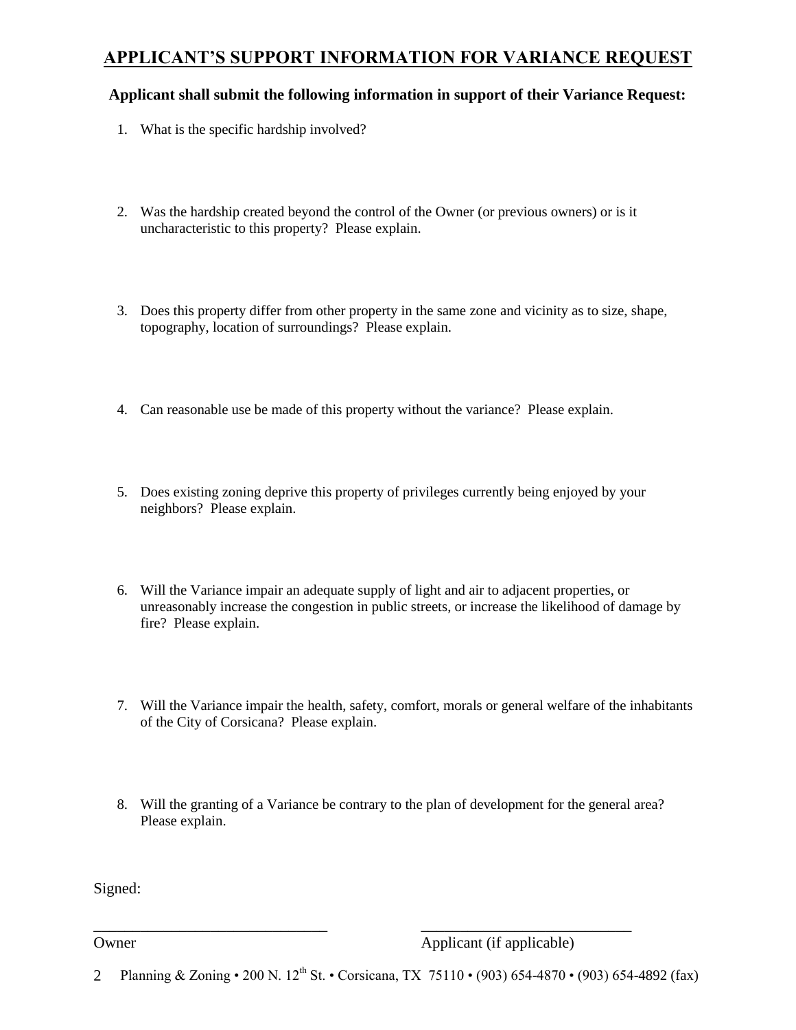# APPLICANT'S SUPPORT INFORMATION FOR VARIANCE REQUEST

**Applicant shall submit the following information in support of their Variance Request:**

1. What is the specific hardship involved?

2. Was the hardship created beyond the control of the Owner (or previous owners) or is it uncharacteristic to this property? Please explain.

3. Does this property differ from other property in the same zone and vicinity as to size, shape, topography, location of surroundings? Please explain.

4. Can reasonable use be made of this property without the variance? Please explain.

5. Does existing zoning deprive this property of privileges currently being enjoyed by your neighbors? Please explain.

6. Will the Variance impair an adequate supply of light and air to adjacent properties, or unreasonably increase the congestion in public streets, or increase the likelihood of damage by fire? Please explain.

7. Will the Variance impair the health, safety, comfort, morals or general welfare of the inhabitants of the City of Corsicana? Please explain.

8. Will the granting of a Variance be contrary to the plan of development for the general area? Please explain.

Signed:

______________________________ ____________________________

Owner Applicant (if applicable)

Planning & Zoning • 200 N. 12th St. • Corsicana, TX 75110 • (903) 654-4870 • (903) 654-4892 (fax)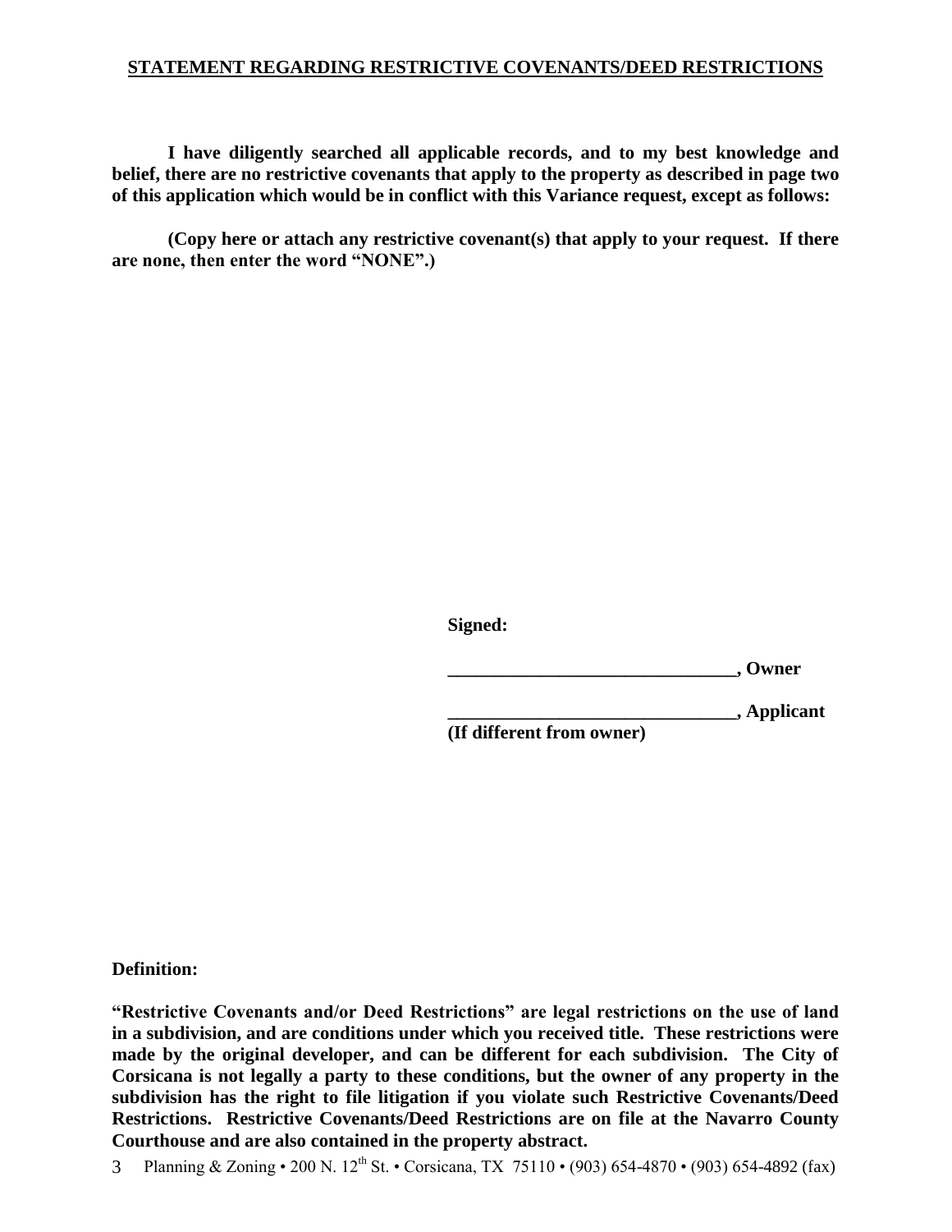## STATEMENT REGARDING RESTRICTIVE COVENANTS/DEED RESTRICTIONS

**I have diligently searched all applicable records, and to my best knowledge and belief, there are no restrictive covenants that apply to the property as described in page two of this application which would be in conflict with this Variance request, except as follows:**

**(Copy here or attach any restrictive covenant(s) that apply to your request. If there are none, then enter the word "NONE".)**

**Signed:**

**_______________________________, Owner**

**_______________________________, Applicant**
**(If different from owner)**

**Definition:**

**"Restrictive Covenants and/or Deed Restrictions" are legal restrictions on the use of land in a subdivision, and are conditions under which you received title. These restrictions were made by the original developer, and can be different for each subdivision. The City of Corsicana is not legally a party to these conditions, but the owner of any property in the subdivision has the right to file litigation if you violate such Restrictive Covenants/Deed Restrictions. Restrictive Covenants/Deed Restrictions are on file at the Navarro County Courthouse and are also contained in the property abstract.**

Planning & Zoning • 200 N. 12th St. • Corsicana, TX 75110 • (903) 654-4870 • (903) 654-4892 (fax)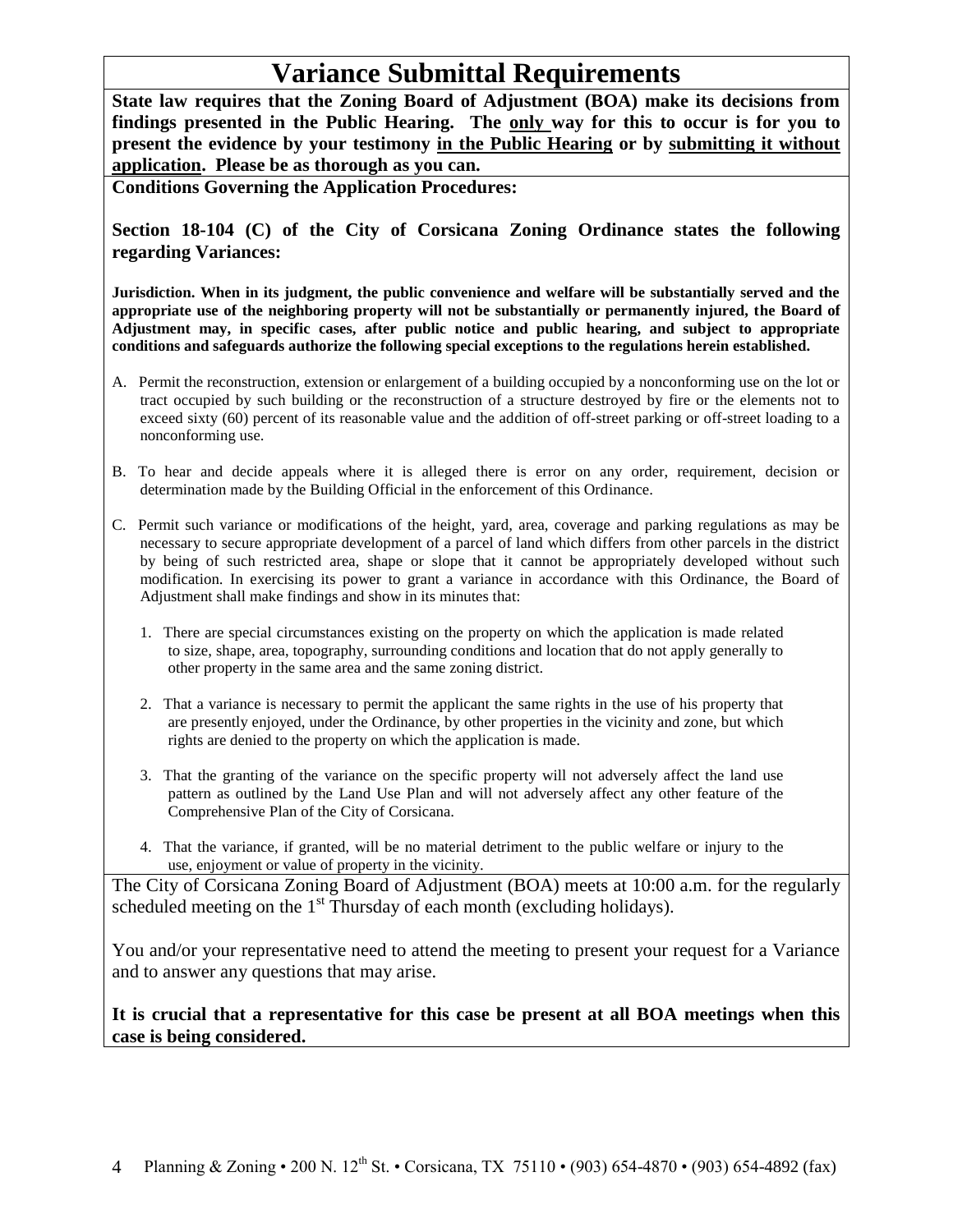# Variance Submittal Requirements

**State law requires that the Zoning Board of Adjustment (BOA) make its decisions from findings presented in the Public Hearing. The only way for this to occur is for you to present the evidence by your testimony in the Public Hearing or by submitting it without application. Please be as thorough as you can.**

**Conditions Governing the Application Procedures:**

**Section 18-104 (C) of the City of Corsicana Zoning Ordinance states the following regarding Variances:**

**Jurisdiction. When in its judgment, the public convenience and welfare will be substantially served and the appropriate use of the neighboring property will not be substantially or permanently injured, the Board of Adjustment may, in specific cases, after public notice and public hearing, and subject to appropriate conditions and safeguards authorize the following special exceptions to the regulations herein established.**

A. Permit the reconstruction, extension or enlargement of a building occupied by a nonconforming use on the lot or tract occupied by such building or the reconstruction of a structure destroyed by fire or the elements not to exceed sixty (60) percent of its reasonable value and the addition of off-street parking or off-street loading to a nonconforming use.

B. To hear and decide appeals where it is alleged there is error on any order, requirement, decision or determination made by the Building Official in the enforcement of this Ordinance.

C. Permit such variance or modifications of the height, yard, area, coverage and parking regulations as may be necessary to secure appropriate development of a parcel of land which differs from other parcels in the district by being of such restricted area, shape or slope that it cannot be appropriately developed without such modification. In exercising its power to grant a variance in accordance with this Ordinance, the Board of Adjustment shall make findings and show in its minutes that:

   1. There are special circumstances existing on the property on which the application is made related to size, shape, area, topography, surrounding conditions and location that do not apply generally to other property in the same area and the same zoning district.

   2. That a variance is necessary to permit the applicant the same rights in the use of his property that are presently enjoyed, under the Ordinance, by other properties in the vicinity and zone, but which rights are denied to the property on which the application is made.

   3. That the granting of the variance on the specific property will not adversely affect the land use pattern as outlined by the Land Use Plan and will not adversely affect any other feature of the Comprehensive Plan of the City of Corsicana.

   4. That the variance, if granted, will be no material detriment to the public welfare or injury to the use, enjoyment or value of property in the vicinity.

The City of Corsicana Zoning Board of Adjustment (BOA) meets at 10:00 a.m. for the regularly scheduled meeting on the 1st Thursday of each month (excluding holidays).

You and/or your representative need to attend the meeting to present your request for a Variance and to answer any questions that may arise.

**It is crucial that a representative for this case be present at all BOA meetings when this case is being considered.**